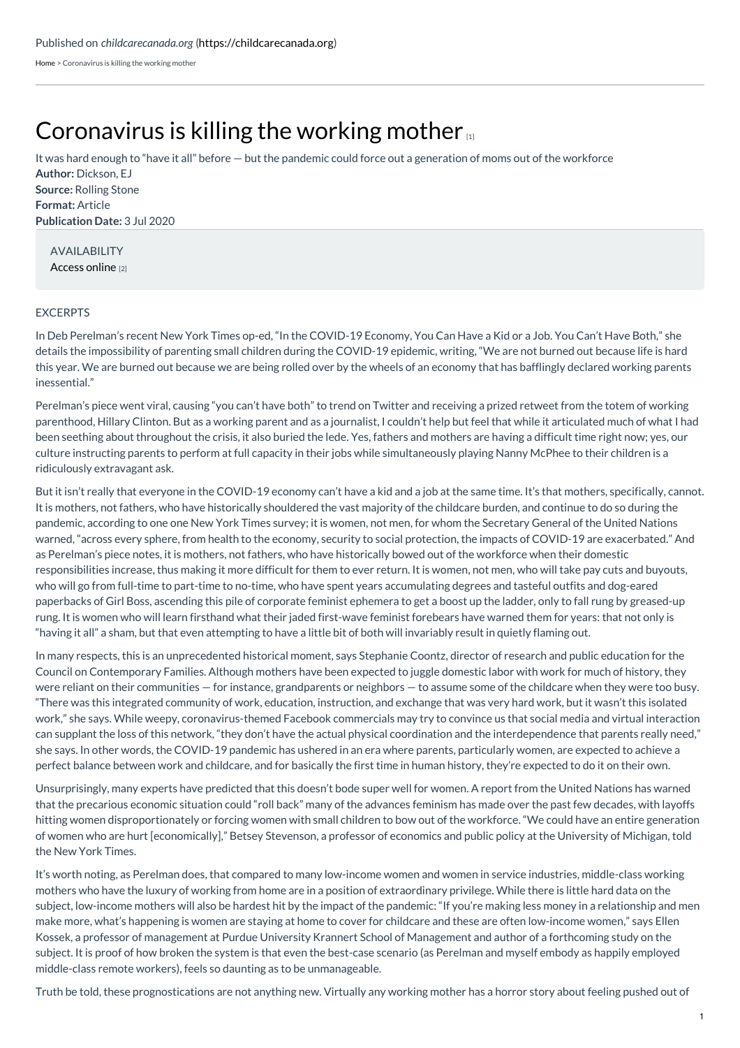Published on *childcarecanada.org* (https://childcarecanada.org)

Home > Coronavirus is killing the working mother

# Coronavirus is killing the working mother [1]

It was hard enough to "have it all" before — but the pandemic could force out a generation of moms out of the workforce

**Author:** Dickson, EJ
**Source:** Rolling Stone
**Format:** Article
**Publication Date:** 3 Jul 2020

AVAILABILITY
Access online [2]

EXCERPTS

In Deb Perelman's recent New York Times op-ed, "In the COVID-19 Economy, You Can Have a Kid or a Job. You Can't Have Both," she details the impossibility of parenting small children during the COVID-19 epidemic, writing, "We are not burned out because life is hard this year. We are burned out because we are being rolled over by the wheels of an economy that has bafflingly declared working parents inessential."

Perelman's piece went viral, causing "you can't have both" to trend on Twitter and receiving a prized retweet from the totem of working parenthood, Hillary Clinton. But as a working parent and as a journalist, I couldn't help but feel that while it articulated much of what I had been seething about throughout the crisis, it also buried the lede. Yes, fathers and mothers are having a difficult time right now; yes, our culture instructing parents to perform at full capacity in their jobs while simultaneously playing Nanny McPhee to their children is a ridiculously extravagant ask.

But it isn't really that everyone in the COVID-19 economy can't have a kid and a job at the same time. It's that mothers, specifically, cannot. It is mothers, not fathers, who have historically shouldered the vast majority of the childcare burden, and continue to do so during the pandemic, according to one one New York Times survey; it is women, not men, for whom the Secretary General of the United Nations warned, "across every sphere, from health to the economy, security to social protection, the impacts of COVID-19 are exacerbated." And as Perelman's piece notes, it is mothers, not fathers, who have historically bowed out of the workforce when their domestic responsibilities increase, thus making it more difficult for them to ever return. It is women, not men, who will take pay cuts and buyouts, who will go from full-time to part-time to no-time, who have spent years accumulating degrees and tasteful outfits and dog-eared paperbacks of Girl Boss, ascending this pile of corporate feminist ephemera to get a boost up the ladder, only to fall rung by greased-up rung. It is women who will learn firsthand what their jaded first-wave feminist forebears have warned them for years: that not only is "having it all" a sham, but that even attempting to have a little bit of both will invariably result in quietly flaming out.

In many respects, this is an unprecedented historical moment, says Stephanie Coontz, director of research and public education for the Council on Contemporary Families. Although mothers have been expected to juggle domestic labor with work for much of history, they were reliant on their communities — for instance, grandparents or neighbors — to assume some of the childcare when they were too busy. "There was this integrated community of work, education, instruction, and exchange that was very hard work, but it wasn't this isolated work," she says. While weepy, coronavirus-themed Facebook commercials may try to convince us that social media and virtual interaction can supplant the loss of this network, "they don't have the actual physical coordination and the interdependence that parents really need," she says. In other words, the COVID-19 pandemic has ushered in an era where parents, particularly women, are expected to achieve a perfect balance between work and childcare, and for basically the first time in human history, they're expected to do it on their own.

Unsurprisingly, many experts have predicted that this doesn't bode super well for women. A report from the United Nations has warned that the precarious economic situation could "roll back" many of the advances feminism has made over the past few decades, with layoffs hitting women disproportionately or forcing women with small children to bow out of the workforce. "We could have an entire generation of women who are hurt [economically]," Betsey Stevenson, a professor of economics and public policy at the University of Michigan, told the New York Times.

It's worth noting, as Perelman does, that compared to many low-income women and women in service industries, middle-class working mothers who have the luxury of working from home are in a position of extraordinary privilege. While there is little hard data on the subject, low-income mothers will also be hardest hit by the impact of the pandemic: "If you're making less money in a relationship and men make more, what's happening is women are staying at home to cover for childcare and these are often low-income women," says Ellen Kossek, a professor of management at Purdue University Krannert School of Management and author of a forthcoming study on the subject. It is proof of how broken the system is that even the best-case scenario (as Perelman and myself embody as happily employed middle-class remote workers), feels so daunting as to be unmanageable.

Truth be told, these prognostications are not anything new. Virtually any working mother has a horror story about feeling pushed out of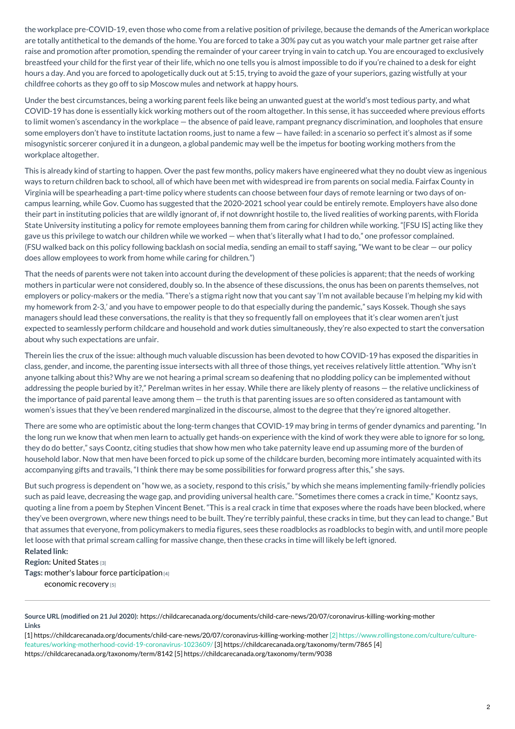the workplace pre-COVID-19, even those who come from a relative position of privilege, because the demands of the American workplace are totally antithetical to the demands of the home. You are forced to take a 30% pay cut as you watch your male partner get raise after raise and promotion after promotion, spending the remainder of your career trying in vain to catch up. You are encouraged to exclusively breastfeed your child for the first year of their life, which no one tells you is almost impossible to do if you're chained to a desk for eight hours a day. And you are forced to apologetically duck out at 5:15, trying to avoid the gaze of your superiors, gazing wistfully at your childfree cohorts as they go off to sip Moscow mules and network at happy hours.

Under the best circumstances, being a working parent feels like being an unwanted guest at the world's most tedious party, and what COVID-19 has done is essentially kick working mothers out of the room altogether. In this sense, it has succeeded where previous efforts to limit women's ascendancy in the workplace — the absence of paid leave, rampant pregnancy discrimination, and loopholes that ensure some employers don't have to institute lactation rooms, just to name a few — have failed: in a scenario so perfect it's almost as if some misogynistic sorcerer conjured it in a dungeon, a global pandemic may well be the impetus for booting working mothers from the workplace altogether.

This is already kind of starting to happen. Over the past few months, policy makers have engineered what they no doubt view as ingenious ways to return children back to school, all of which have been met with widespread ire from parents on social media. Fairfax County in Virginia will be spearheading a part-time policy where students can choose between four days of remote learning or two days of on-campus learning, while Gov. Cuomo has suggested that the 2020-2021 school year could be entirely remote. Employers have also done their part in instituting policies that are wildly ignorant of, if not downright hostile to, the lived realities of working parents, with Florida State University instituting a policy for remote employees banning them from caring for children while working. "[FSU IS] acting like they gave us this privilege to watch our children while we worked — when that's literally what I had to do," one professor complained. (FSU walked back on this policy following backlash on social media, sending an email to staff saying, "We want to be clear — our policy does allow employees to work from home while caring for children.")

That the needs of parents were not taken into account during the development of these policies is apparent; that the needs of working mothers in particular were not considered, doubly so. In the absence of these discussions, the onus has been on parents themselves, not employers or policy-makers or the media. "There's a stigma right now that you cant say 'I'm not available because I'm helping my kid with my homework from 2-3,' and you have to empower people to do that especially during the pandemic," says Kossek. Though she says managers should lead these conversations, the reality is that they so frequently fall on employees that it's clear women aren't just expected to seamlessly perform childcare and household and work duties simultaneously, they're also expected to start the conversation about why such expectations are unfair.

Therein lies the crux of the issue: although much valuable discussion has been devoted to how COVID-19 has exposed the disparities in class, gender, and income, the parenting issue intersects with all three of those things, yet receives relatively little attention. "Why isn't anyone talking about this? Why are we not hearing a primal scream so deafening that no plodding policy can be implemented without addressing the people buried by it?," Perelman writes in her essay. While there are likely plenty of reasons — the relative unclickiness of the importance of paid parental leave among them — the truth is that parenting issues are so often considered as tantamount with women's issues that they've been rendered marginalized in the discourse, almost to the degree that they're ignored altogether.

There are some who are optimistic about the long-term changes that COVID-19 may bring in terms of gender dynamics and parenting. "In the long run we know that when men learn to actually get hands-on experience with the kind of work they were able to ignore for so long, they do do better," says Coontz, citing studies that show how men who take paternity leave end up assuming more of the burden of household labor. Now that men have been forced to pick up some of the childcare burden, becoming more intimately acquainted with its accompanying gifts and travails, "I think there may be some possibilities for forward progress after this," she says.

But such progress is dependent on "how we, as a society, respond to this crisis," by which she means implementing family-friendly policies such as paid leave, decreasing the wage gap, and providing universal health care. "Sometimes there comes a crack in time," Koontz says, quoting a line from a poem by Stephen Vincent Benet. "This is a real crack in time that exposes where the roads have been blocked, where they've been overgrown, where new things need to be built. They're terribly painful, these cracks in time, but they can lead to change." But that assumes that everyone, from policymakers to media figures, sees these roadblocks as roadblocks to begin with, and until more people let loose with that primal scream calling for massive change, then these cracks in time will likely be left ignored.

**Related link:**

**Region:** United States [3]

**Tags:** mother's labour force participation [4]
economic recovery [5]

---

**Source URL (modified on 21 Jul 2020):** https://childcarecanada.org/documents/child-care-news/20/07/coronavirus-killing-working-mother

**Links**

[1] https://childcarecanada.org/documents/child-care-news/20/07/coronavirus-killing-working-mother [2] https://www.rollingstone.com/culture/culture-features/working-motherhood-covid-19-coronavirus-1023609/ [3] https://childcarecanada.org/taxonomy/term/7865 [4] https://childcarecanada.org/taxonomy/term/8142 [5] https://childcarecanada.org/taxonomy/term/9038